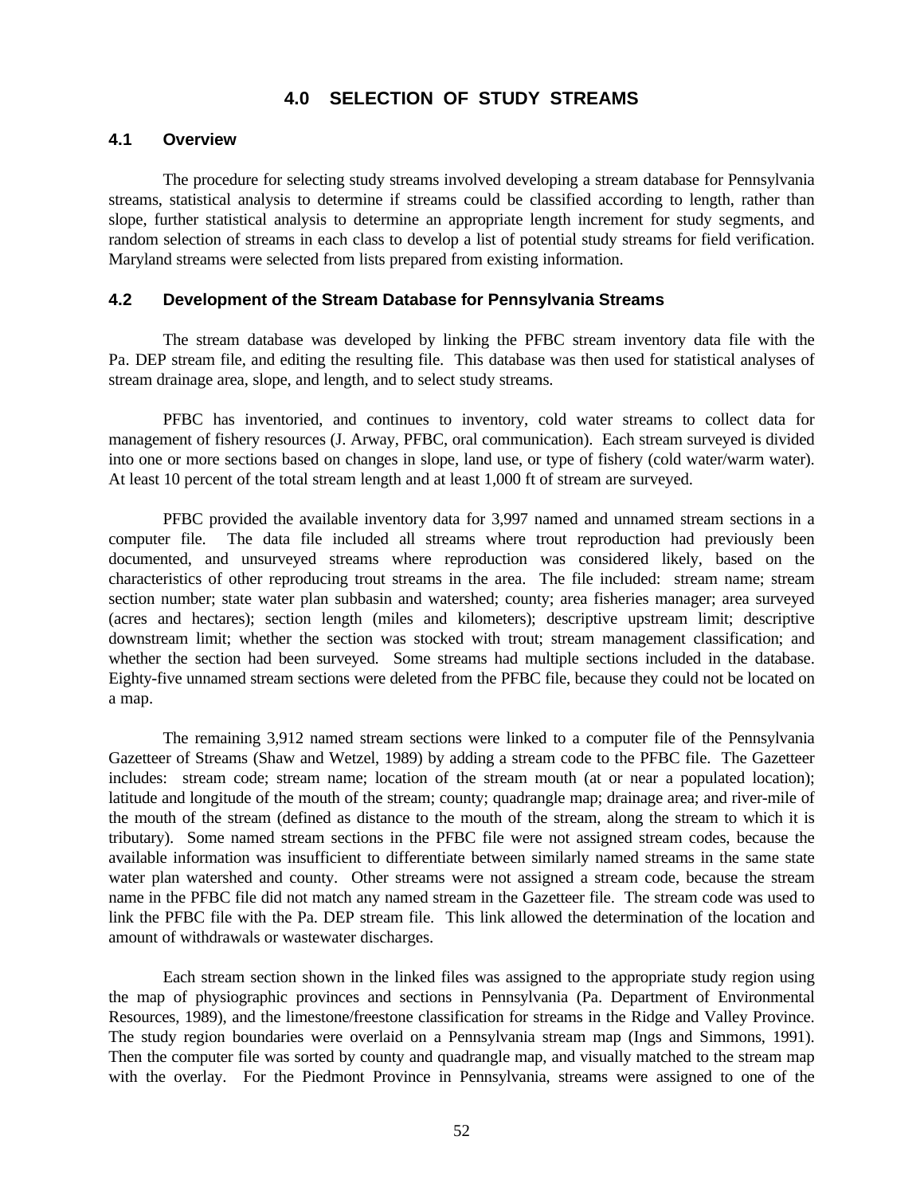# 4.0 SELECTION OF STUDY STREAMS

## 4.1 Overview

The procedure for selecting study streams involved developing a stream database for Pennsylvania streams, statistical analysis to determine if streams could be classified according to length, rather than slope, further statistical analysis to determine an appropriate length increment for study segments, and random selection of streams in each class to develop a list of potential study streams for field verification. Maryland streams were selected from lists prepared from existing information.

## 4.2 Development of the Stream Database for Pennsylvania Streams

The stream database was developed by linking the PFBC stream inventory data file with the Pa. DEP stream file, and editing the resulting file. This database was then used for statistical analyses of stream drainage area, slope, and length, and to select study streams.

PFBC has inventoried, and continues to inventory, cold water streams to collect data for management of fishery resources (J. Arway, PFBC, oral communication). Each stream surveyed is divided into one or more sections based on changes in slope, land use, or type of fishery (cold water/warm water). At least 10 percent of the total stream length and at least 1,000 ft of stream are surveyed.

PFBC provided the available inventory data for 3,997 named and unnamed stream sections in a computer file. The data file included all streams where trout reproduction had previously been documented, and unsurveyed streams where reproduction was considered likely, based on the characteristics of other reproducing trout streams in the area. The file included: stream name; stream section number; state water plan subbasin and watershed; county; area fisheries manager; area surveyed (acres and hectares); section length (miles and kilometers); descriptive upstream limit; descriptive downstream limit; whether the section was stocked with trout; stream management classification; and whether the section had been surveyed. Some streams had multiple sections included in the database. Eighty-five unnamed stream sections were deleted from the PFBC file, because they could not be located on a map.

The remaining 3,912 named stream sections were linked to a computer file of the Pennsylvania Gazetteer of Streams (Shaw and Wetzel, 1989) by adding a stream code to the PFBC file. The Gazetteer includes: stream code; stream name; location of the stream mouth (at or near a populated location); latitude and longitude of the mouth of the stream; county; quadrangle map; drainage area; and river-mile of the mouth of the stream (defined as distance to the mouth of the stream, along the stream to which it is tributary). Some named stream sections in the PFBC file were not assigned stream codes, because the available information was insufficient to differentiate between similarly named streams in the same state water plan watershed and county. Other streams were not assigned a stream code, because the stream name in the PFBC file did not match any named stream in the Gazetteer file. The stream code was used to link the PFBC file with the Pa. DEP stream file. This link allowed the determination of the location and amount of withdrawals or wastewater discharges.

Each stream section shown in the linked files was assigned to the appropriate study region using the map of physiographic provinces and sections in Pennsylvania (Pa. Department of Environmental Resources, 1989), and the limestone/freestone classification for streams in the Ridge and Valley Province. The study region boundaries were overlaid on a Pennsylvania stream map (Ings and Simmons, 1991). Then the computer file was sorted by county and quadrangle map, and visually matched to the stream map with the overlay. For the Piedmont Province in Pennsylvania, streams were assigned to one of the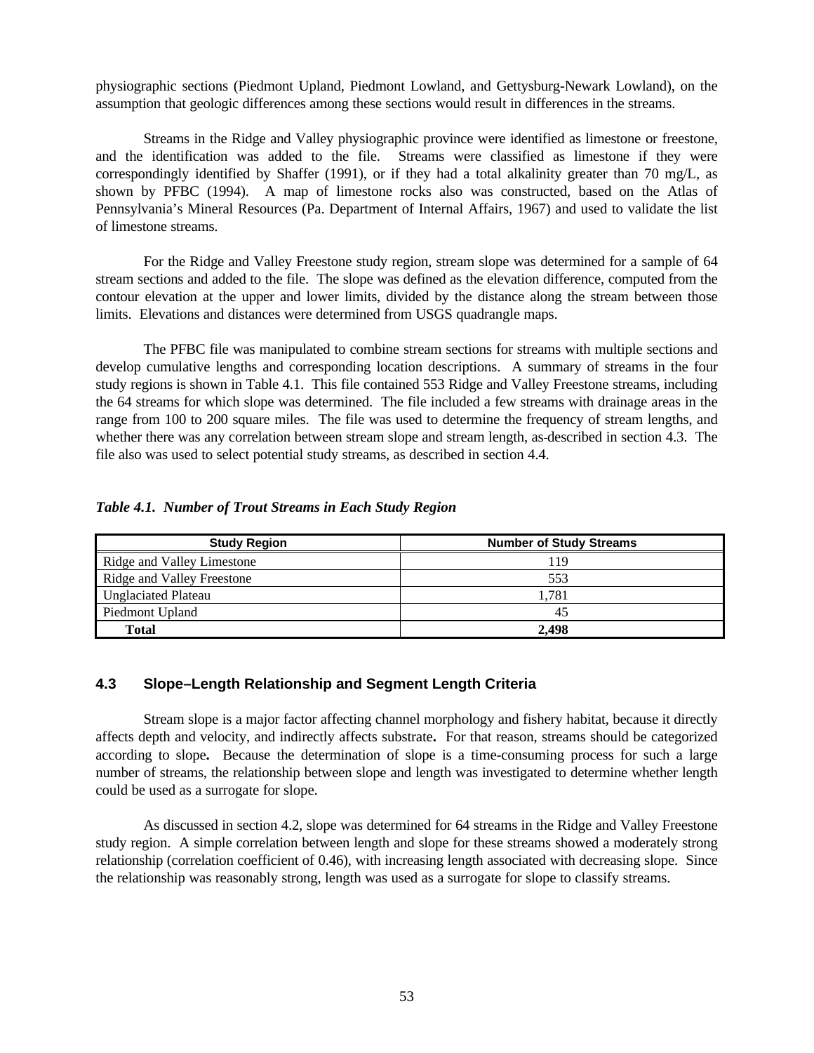physiographic sections (Piedmont Upland, Piedmont Lowland, and Gettysburg-Newark Lowland), on the assumption that geologic differences among these sections would result in differences in the streams.

Streams in the Ridge and Valley physiographic province were identified as limestone or freestone, and the identification was added to the file. Streams were classified as limestone if they were correspondingly identified by Shaffer (1991), or if they had a total alkalinity greater than 70 mg/L, as shown by PFBC (1994). A map of limestone rocks also was constructed, based on the Atlas of Pennsylvania's Mineral Resources (Pa. Department of Internal Affairs, 1967) and used to validate the list of limestone streams.

For the Ridge and Valley Freestone study region, stream slope was determined for a sample of 64 stream sections and added to the file. The slope was defined as the elevation difference, computed from the contour elevation at the upper and lower limits, divided by the distance along the stream between those limits. Elevations and distances were determined from USGS quadrangle maps.

The PFBC file was manipulated to combine stream sections for streams with multiple sections and develop cumulative lengths and corresponding location descriptions. A summary of streams in the four study regions is shown in Table 4.1. This file contained 553 Ridge and Valley Freestone streams, including the 64 streams for which slope was determined. The file included a few streams with drainage areas in the range from 100 to 200 square miles. The file was used to determine the frequency of stream lengths, and whether there was any correlation between stream slope and stream length, as described in section 4.3. The file also was used to select potential study streams, as described in section 4.4.

***Table 4.1. Number of Trout Streams in Each Study Region***

| Study Region | Number of Study Streams |
|---|---|
| Ridge and Valley Limestone | 119 |
| Ridge and Valley Freestone | 553 |
| Unglaciated Plateau | 1,781 |
| Piedmont Upland | 45 |
| **Total** | **2,498** |

### 4.3 Slope–Length Relationship and Segment Length Criteria

Stream slope is a major factor affecting channel morphology and fishery habitat, because it directly affects depth and velocity, and indirectly affects substrate. For that reason, streams should be categorized according to slope. Because the determination of slope is a time-consuming process for such a large number of streams, the relationship between slope and length was investigated to determine whether length could be used as a surrogate for slope.

As discussed in section 4.2, slope was determined for 64 streams in the Ridge and Valley Freestone study region. A simple correlation between length and slope for these streams showed a moderately strong relationship (correlation coefficient of 0.46), with increasing length associated with decreasing slope. Since the relationship was reasonably strong, length was used as a surrogate for slope to classify streams.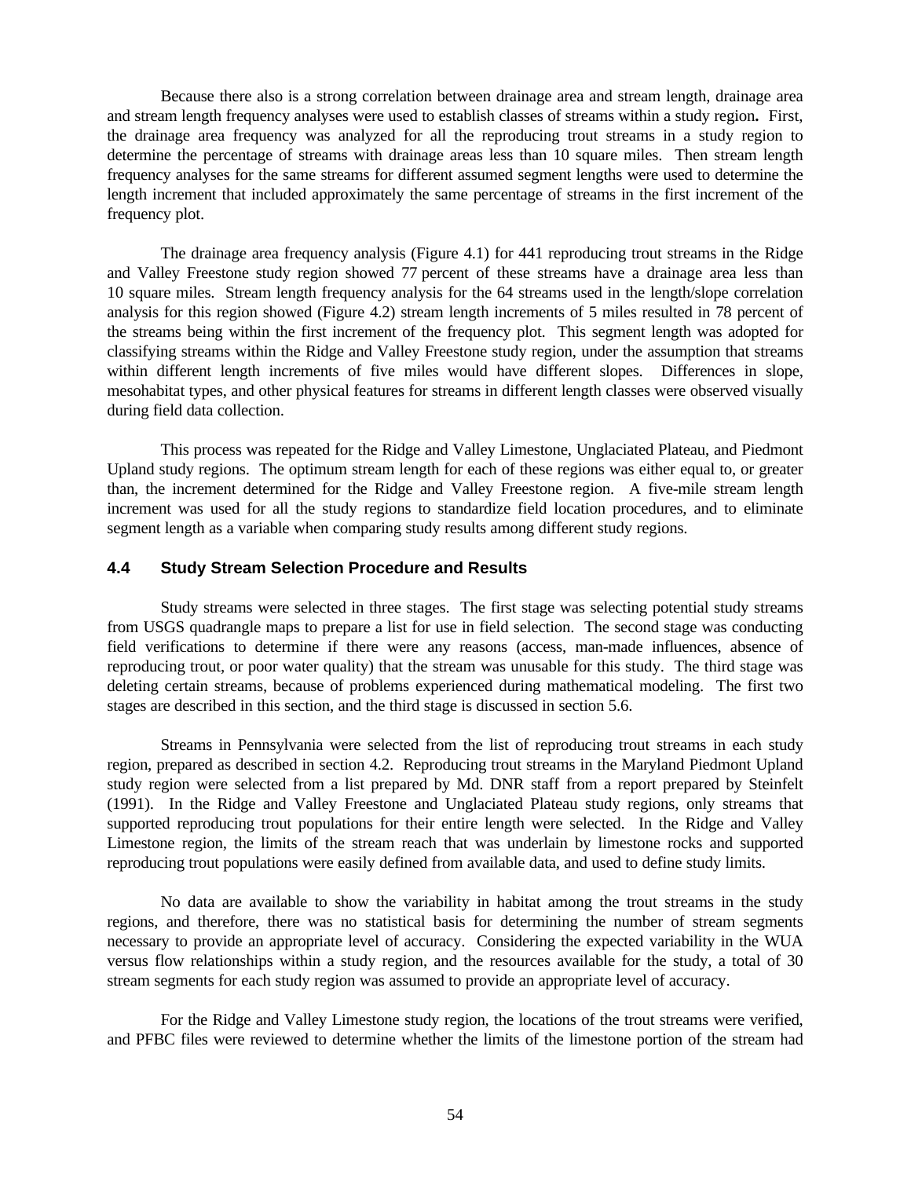Because there also is a strong correlation between drainage area and stream length, drainage area and stream length frequency analyses were used to establish classes of streams within a study region**.** First, the drainage area frequency was analyzed for all the reproducing trout streams in a study region to determine the percentage of streams with drainage areas less than 10 square miles. Then stream length frequency analyses for the same streams for different assumed segment lengths were used to determine the length increment that included approximately the same percentage of streams in the first increment of the frequency plot.

The drainage area frequency analysis (Figure 4.1) for 441 reproducing trout streams in the Ridge and Valley Freestone study region showed 77 percent of these streams have a drainage area less than 10 square miles. Stream length frequency analysis for the 64 streams used in the length/slope correlation analysis for this region showed (Figure 4.2) stream length increments of 5 miles resulted in 78 percent of the streams being within the first increment of the frequency plot. This segment length was adopted for classifying streams within the Ridge and Valley Freestone study region, under the assumption that streams within different length increments of five miles would have different slopes. Differences in slope, mesohabitat types, and other physical features for streams in different length classes were observed visually during field data collection.

This process was repeated for the Ridge and Valley Limestone, Unglaciated Plateau, and Piedmont Upland study regions. The optimum stream length for each of these regions was either equal to, or greater than, the increment determined for the Ridge and Valley Freestone region. A five-mile stream length increment was used for all the study regions to standardize field location procedures, and to eliminate segment length as a variable when comparing study results among different study regions.

### 4.4 Study Stream Selection Procedure and Results

Study streams were selected in three stages. The first stage was selecting potential study streams from USGS quadrangle maps to prepare a list for use in field selection. The second stage was conducting field verifications to determine if there were any reasons (access, man-made influences, absence of reproducing trout, or poor water quality) that the stream was unusable for this study. The third stage was deleting certain streams, because of problems experienced during mathematical modeling. The first two stages are described in this section, and the third stage is discussed in section 5.6.

Streams in Pennsylvania were selected from the list of reproducing trout streams in each study region, prepared as described in section 4.2. Reproducing trout streams in the Maryland Piedmont Upland study region were selected from a list prepared by Md. DNR staff from a report prepared by Steinfelt (1991). In the Ridge and Valley Freestone and Unglaciated Plateau study regions, only streams that supported reproducing trout populations for their entire length were selected. In the Ridge and Valley Limestone region, the limits of the stream reach that was underlain by limestone rocks and supported reproducing trout populations were easily defined from available data, and used to define study limits.

No data are available to show the variability in habitat among the trout streams in the study regions, and therefore, there was no statistical basis for determining the number of stream segments necessary to provide an appropriate level of accuracy. Considering the expected variability in the WUA versus flow relationships within a study region, and the resources available for the study, a total of 30 stream segments for each study region was assumed to provide an appropriate level of accuracy.

For the Ridge and Valley Limestone study region, the locations of the trout streams were verified, and PFBC files were reviewed to determine whether the limits of the limestone portion of the stream had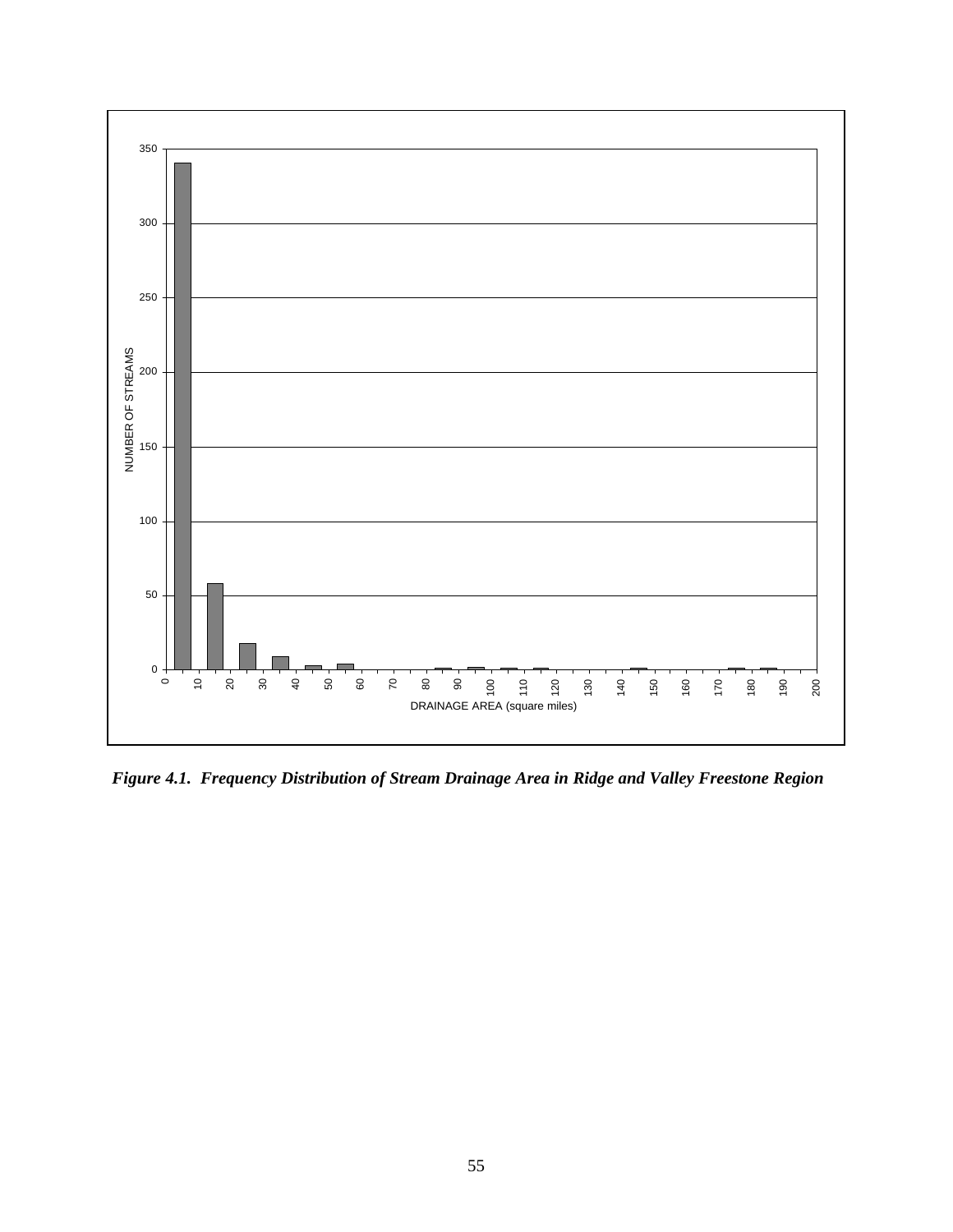*Figure 4.1. Frequency Distribution of Stream Drainage Area in Ridge and Valley Freestone Region*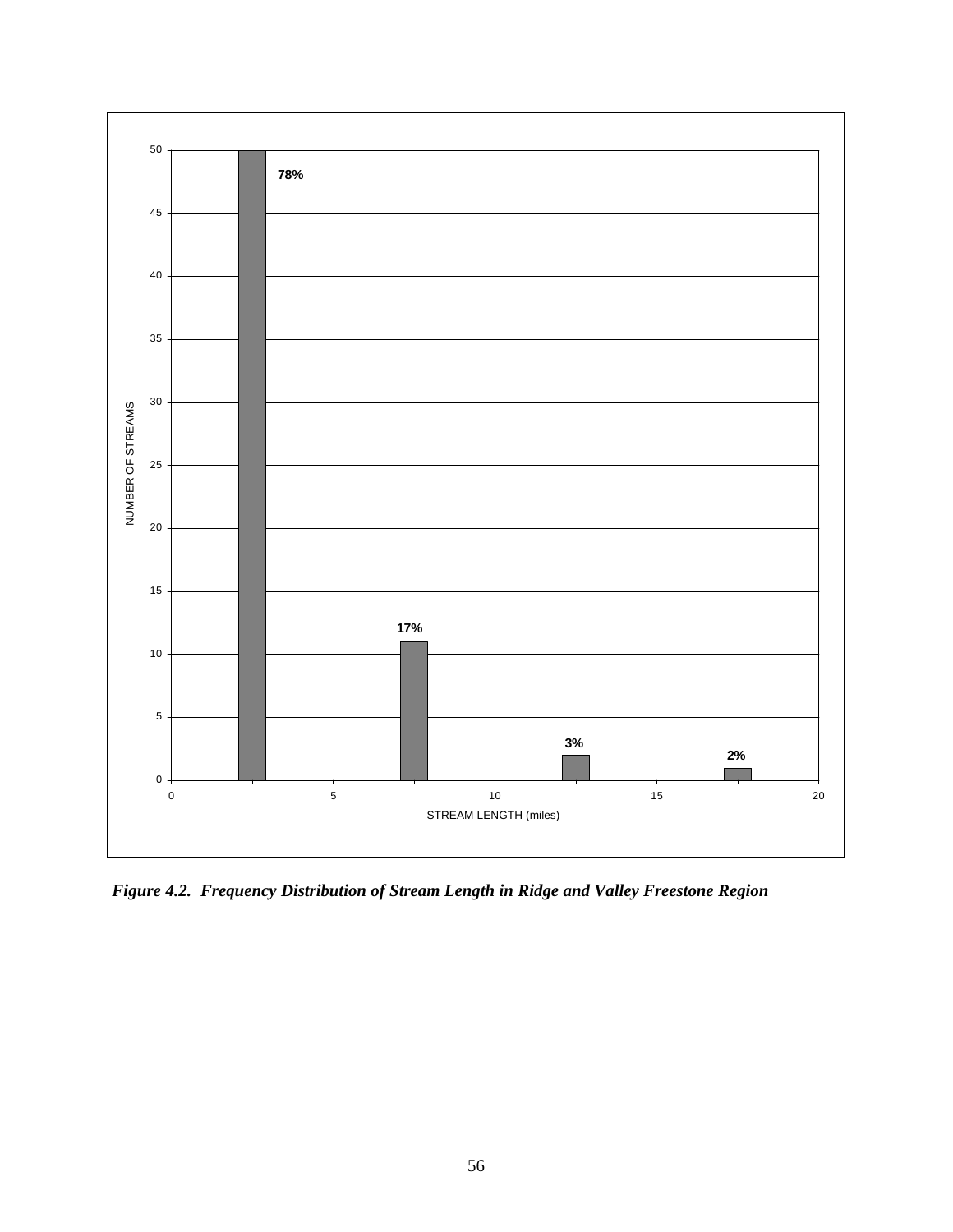*Figure 4.2. Frequency Distribution of Stream Length in Ridge and Valley Freestone Region*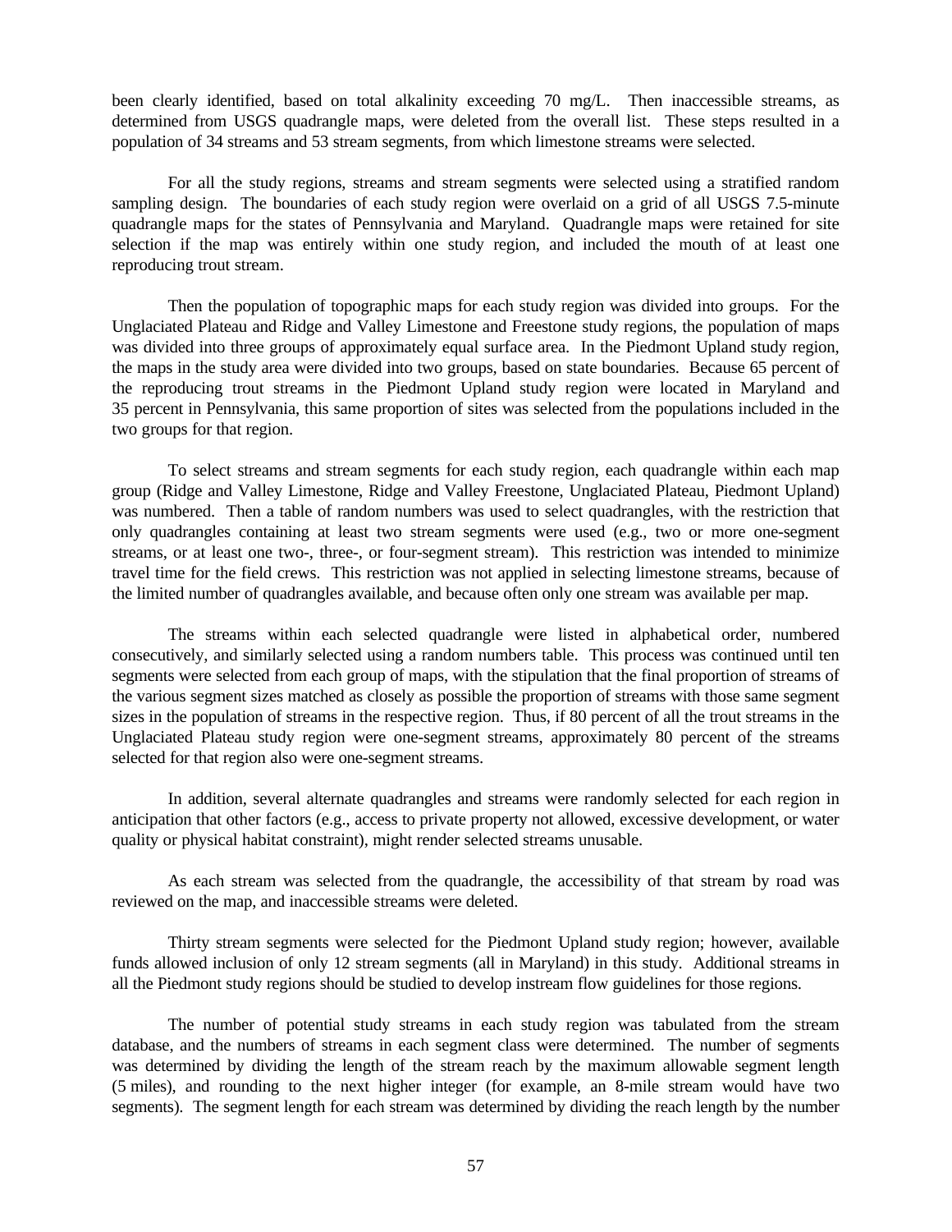been clearly identified, based on total alkalinity exceeding 70 mg/L. Then inaccessible streams, as determined from USGS quadrangle maps, were deleted from the overall list. These steps resulted in a population of 34 streams and 53 stream segments, from which limestone streams were selected.

For all the study regions, streams and stream segments were selected using a stratified random sampling design. The boundaries of each study region were overlaid on a grid of all USGS 7.5-minute quadrangle maps for the states of Pennsylvania and Maryland. Quadrangle maps were retained for site selection if the map was entirely within one study region, and included the mouth of at least one reproducing trout stream.

Then the population of topographic maps for each study region was divided into groups. For the Unglaciated Plateau and Ridge and Valley Limestone and Freestone study regions, the population of maps was divided into three groups of approximately equal surface area. In the Piedmont Upland study region, the maps in the study area were divided into two groups, based on state boundaries. Because 65 percent of the reproducing trout streams in the Piedmont Upland study region were located in Maryland and 35 percent in Pennsylvania, this same proportion of sites was selected from the populations included in the two groups for that region.

To select streams and stream segments for each study region, each quadrangle within each map group (Ridge and Valley Limestone, Ridge and Valley Freestone, Unglaciated Plateau, Piedmont Upland) was numbered. Then a table of random numbers was used to select quadrangles, with the restriction that only quadrangles containing at least two stream segments were used (e.g., two or more one-segment streams, or at least one two-, three-, or four-segment stream). This restriction was intended to minimize travel time for the field crews. This restriction was not applied in selecting limestone streams, because of the limited number of quadrangles available, and because often only one stream was available per map.

The streams within each selected quadrangle were listed in alphabetical order, numbered consecutively, and similarly selected using a random numbers table. This process was continued until ten segments were selected from each group of maps, with the stipulation that the final proportion of streams of the various segment sizes matched as closely as possible the proportion of streams with those same segment sizes in the population of streams in the respective region. Thus, if 80 percent of all the trout streams in the Unglaciated Plateau study region were one-segment streams, approximately 80 percent of the streams selected for that region also were one-segment streams.

In addition, several alternate quadrangles and streams were randomly selected for each region in anticipation that other factors (e.g., access to private property not allowed, excessive development, or water quality or physical habitat constraint), might render selected streams unusable.

As each stream was selected from the quadrangle, the accessibility of that stream by road was reviewed on the map, and inaccessible streams were deleted.

Thirty stream segments were selected for the Piedmont Upland study region; however, available funds allowed inclusion of only 12 stream segments (all in Maryland) in this study. Additional streams in all the Piedmont study regions should be studied to develop instream flow guidelines for those regions.

The number of potential study streams in each study region was tabulated from the stream database, and the numbers of streams in each segment class were determined. The number of segments was determined by dividing the length of the stream reach by the maximum allowable segment length (5 miles), and rounding to the next higher integer (for example, an 8-mile stream would have two segments). The segment length for each stream was determined by dividing the reach length by the number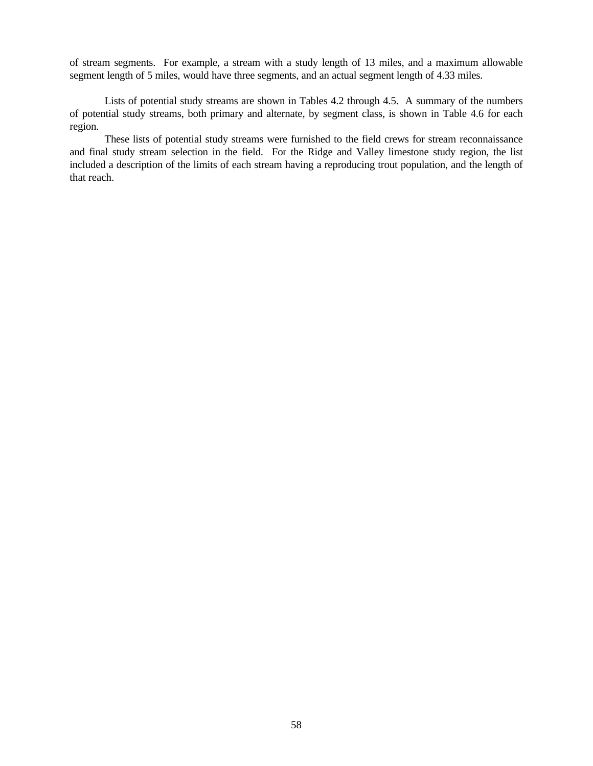of stream segments. For example, a stream with a study length of 13 miles, and a maximum allowable segment length of 5 miles, would have three segments, and an actual segment length of 4.33 miles.

Lists of potential study streams are shown in Tables 4.2 through 4.5. A summary of the numbers of potential study streams, both primary and alternate, by segment class, is shown in Table 4.6 for each region.

These lists of potential study streams were furnished to the field crews for stream reconnaissance and final study stream selection in the field. For the Ridge and Valley limestone study region, the list included a description of the limits of each stream having a reproducing trout population, and the length of that reach.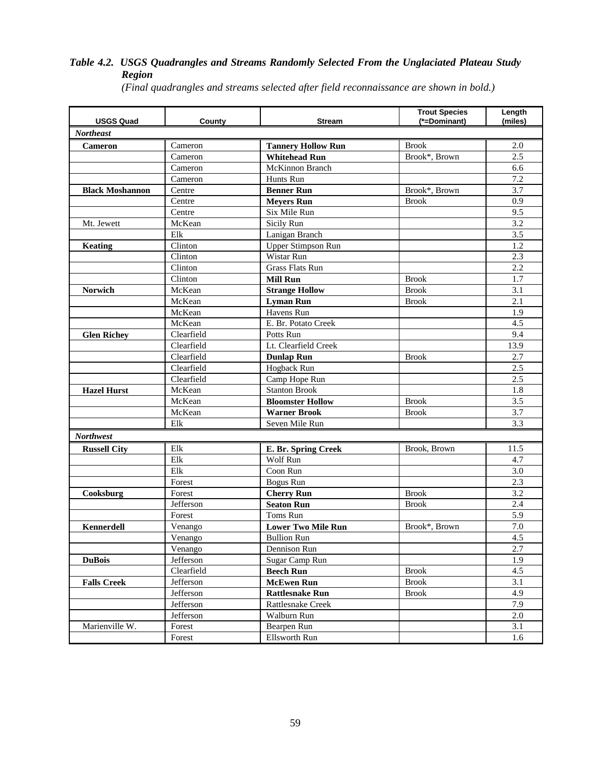***Table 4.2. USGS Quadrangles and Streams Randomly Selected From the Unglaciated Plateau Study Region***

*(Final quadrangles and streams selected after field reconnaissance are shown in bold.)*

| USGS Quad | County | Stream | Trout Species (*=Dominant) | Length (miles) |
|---|---|---|---|---|
| ***Northeast*** | | | | |
| **Cameron** | Cameron | **Tannery Hollow Run** | Brook | 2.0 |
| | Cameron | **Whitehead Run** | Brook*, Brown | 2.5 |
| | Cameron | McKinnon Branch | | 6.6 |
| | Cameron | Hunts Run | | 7.2 |
| **Black Moshannon** | Centre | **Benner Run** | Brook*, Brown | 3.7 |
| | Centre | **Meyers Run** | Brook | 0.9 |
| | Centre | Six Mile Run | | 9.5 |
| Mt. Jewett | McKean | Sicily Run | | 3.2 |
| | Elk | Lanigan Branch | | 3.5 |
| **Keating** | Clinton | Upper Stimpson Run | | 1.2 |
| | Clinton | Wistar Run | | 2.3 |
| | Clinton | Grass Flats Run | | 2.2 |
| | Clinton | **Mill Run** | Brook | 1.7 |
| **Norwich** | McKean | **Strange Hollow** | Brook | 3.1 |
| | McKean | **Lyman Run** | Brook | 2.1 |
| | McKean | Havens Run | | 1.9 |
| | McKean | E. Br. Potato Creek | | 4.5 |
| **Glen Richey** | Clearfield | Potts Run | | 9.4 |
| | Clearfield | Lt. Clearfield Creek | | 13.9 |
| | Clearfield | **Dunlap Run** | Brook | 2.7 |
| | Clearfield | Hogback Run | | 2.5 |
| | Clearfield | Camp Hope Run | | 2.5 |
| **Hazel Hurst** | McKean | Stanton Brook | | 1.8 |
| | McKean | **Bloomster Hollow** | Brook | 3.5 |
| | McKean | **Warner Brook** | Brook | 3.7 |
| | Elk | Seven Mile Run | | 3.3 |
| ***Northwest*** | | | | |
| **Russell City** | Elk | **E. Br. Spring Creek** | Brook, Brown | 11.5 |
| | Elk | Wolf Run | | 4.7 |
| | Elk | Coon Run | | 3.0 |
| | Forest | Bogus Run | | 2.3 |
| **Cooksburg** | Forest | **Cherry Run** | Brook | 3.2 |
| | Jefferson | **Seaton Run** | Brook | 2.4 |
| | Forest | Toms Run | | 5.9 |
| **Kennerdell** | Venango | **Lower Two Mile Run** | Brook*, Brown | 7.0 |
| | Venango | Bullion Run | | 4.5 |
| | Venango | Dennison Run | | 2.7 |
| **DuBois** | Jefferson | Sugar Camp Run | | 1.9 |
| | Clearfield | **Beech Run** | Brook | 4.5 |
| **Falls Creek** | Jefferson | **McEwen Run** | Brook | 3.1 |
| | Jefferson | **Rattlesnake Run** | Brook | 4.9 |
| | Jefferson | Rattlesnake Creek | | 7.9 |
| | Jefferson | Walburn Run | | 2.0 |
| Marienville W. | Forest | Bearpen Run | | 3.1 |
| | Forest | Ellsworth Run | | 1.6 |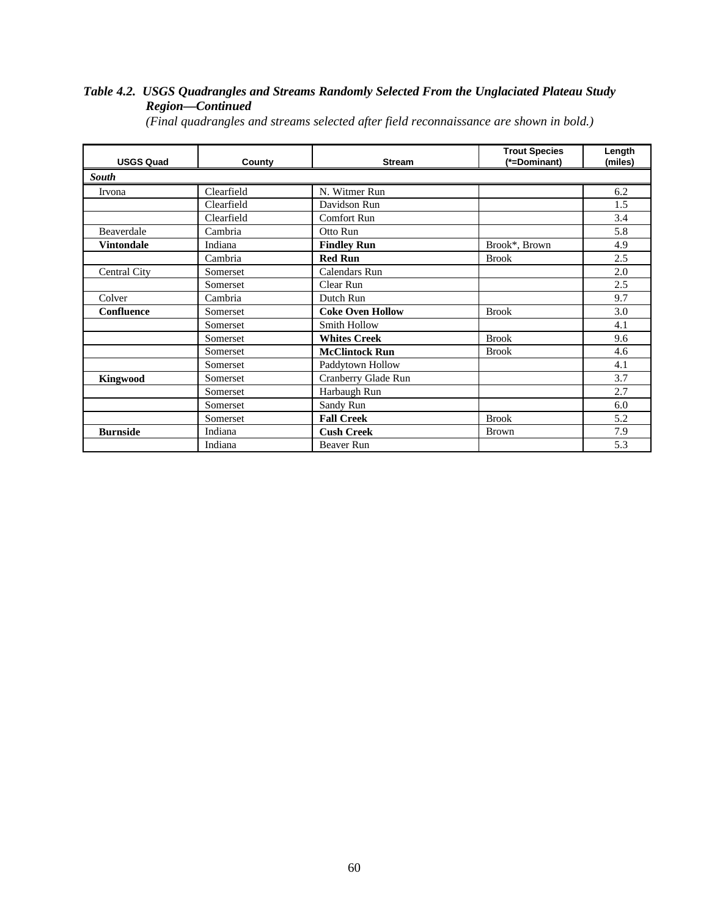***Table 4.2. USGS Quadrangles and Streams Randomly Selected From the Unglaciated Plateau Study Region—Continued***

*(Final quadrangles and streams selected after field reconnaissance are shown in bold.)*

| USGS Quad | County | Stream | Trout Species (*=Dominant) | Length (miles) |
|---|---|---|---|---|
| ***South*** | | | | |
| Irvona | Clearfield | N. Witmer Run | | 6.2 |
| | Clearfield | Davidson Run | | 1.5 |
| | Clearfield | Comfort Run | | 3.4 |
| Beaverdale | Cambria | Otto Run | | 5.8 |
| **Vintondale** | Indiana | **Findley Run** | Brook*, Brown | 4.9 |
| | Cambria | **Red Run** | Brook | 2.5 |
| Central City | Somerset | Calendars Run | | 2.0 |
| | Somerset | Clear Run | | 2.5 |
| Colver | Cambria | Dutch Run | | 9.7 |
| **Confluence** | Somerset | **Coke Oven Hollow** | Brook | 3.0 |
| | Somerset | Smith Hollow | | 4.1 |
| | Somerset | **Whites Creek** | Brook | 9.6 |
| | Somerset | **McClintock Run** | Brook | 4.6 |
| | Somerset | Paddytown Hollow | | 4.1 |
| **Kingwood** | Somerset | Cranberry Glade Run | | 3.7 |
| | Somerset | Harbaugh Run | | 2.7 |
| | Somerset | Sandy Run | | 6.0 |
| | Somerset | **Fall Creek** | Brook | 5.2 |
| **Burnside** | Indiana | **Cush Creek** | Brown | 7.9 |
| | Indiana | Beaver Run | | 5.3 |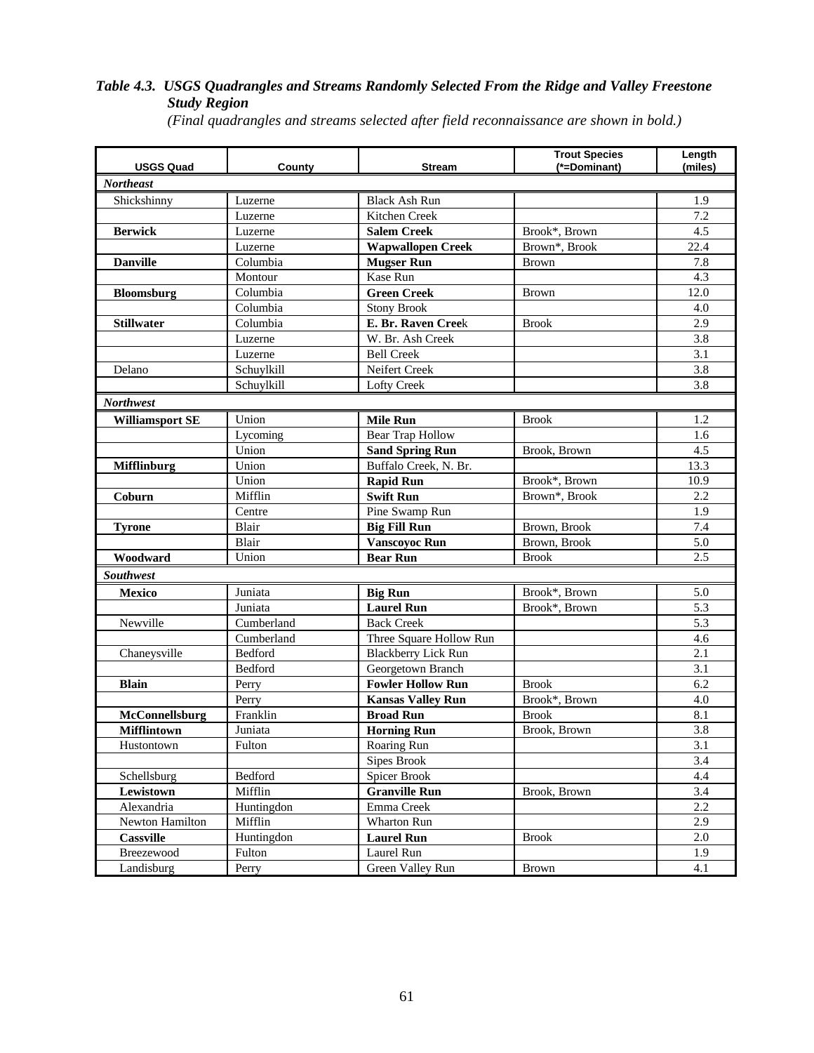***Table 4.3. USGS Quadrangles and Streams Randomly Selected From the Ridge and Valley Freestone Study Region***

*(Final quadrangles and streams selected after field reconnaissance are shown in bold.)*

| USGS Quad | County | Stream | Trout Species (*=Dominant) | Length (miles) |
|---|---|---|---|---|
| ***Northeast*** | | | | |
| Shickshinny | Luzerne | Black Ash Run | | 1.9 |
| | Luzerne | Kitchen Creek | | 7.2 |
| **Berwick** | Luzerne | **Salem Creek** | Brook*, Brown | 4.5 |
| | Luzerne | **Wapwallopen Creek** | Brown*, Brook | 22.4 |
| **Danville** | Columbia | **Mugser Run** | Brown | 7.8 |
| | Montour | Kase Run | | 4.3 |
| **Bloomsburg** | Columbia | **Green Creek** | Brown | 12.0 |
| | Columbia | Stony Brook | | 4.0 |
| **Stillwater** | Columbia | **E. Br. Raven Cree**k | Brook | 2.9 |
| | Luzerne | W. Br. Ash Creek | | 3.8 |
| | Luzerne | Bell Creek | | 3.1 |
| Delano | Schuylkill | Neifert Creek | | 3.8 |
| | Schuylkill | Lofty Creek | | 3.8 |
| ***Northwest*** | | | | |
| **Williamsport SE** | Union | **Mile Run** | Brook | 1.2 |
| | Lycoming | Bear Trap Hollow | | 1.6 |
| | Union | **Sand Spring Run** | Brook, Brown | 4.5 |
| **Mifflinburg** | Union | Buffalo Creek, N. Br. | | 13.3 |
| | Union | **Rapid Run** | Brook*, Brown | 10.9 |
| **Coburn** | Mifflin | **Swift Run** | Brown*, Brook | 2.2 |
| | Centre | Pine Swamp Run | | 1.9 |
| **Tyrone** | Blair | **Big Fill Run** | Brown, Brook | 7.4 |
| | Blair | **Vanscoyoc Run** | Brown, Brook | 5.0 |
| **Woodward** | Union | **Bear Run** | Brook | 2.5 |
| ***Southwest*** | | | | |
| **Mexico** | Juniata | **Big Run** | Brook*, Brown | 5.0 |
| | Juniata | **Laurel Run** | Brook*, Brown | 5.3 |
| Newville | Cumberland | Back Creek | | 5.3 |
| | Cumberland | Three Square Hollow Run | | 4.6 |
| Chaneysville | Bedford | Blackberry Lick Run | | 2.1 |
| | Bedford | Georgetown Branch | | 3.1 |
| **Blain** | Perry | **Fowler Hollow Run** | Brook | 6.2 |
| | Perry | **Kansas Valley Run** | Brook*, Brown | 4.0 |
| **McConnellsburg** | Franklin | **Broad Run** | Brook | 8.1 |
| **Mifflintown** | Juniata | **Horning Run** | Brook, Brown | 3.8 |
| Hustontown | Fulton | Roaring Run | | 3.1 |
| | | Sipes Brook | | 3.4 |
| Schellsburg | Bedford | Spicer Brook | | 4.4 |
| **Lewistown** | Mifflin | **Granville Run** | Brook, Brown | 3.4 |
| Alexandria | Huntingdon | Emma Creek | | 2.2 |
| Newton Hamilton | Mifflin | Wharton Run | | 2.9 |
| **Cassville** | Huntingdon | **Laurel Run** | Brook | 2.0 |
| Breezewood | Fulton | Laurel Run | | 1.9 |
| Landisburg | Perry | Green Valley Run | Brown | 4.1 |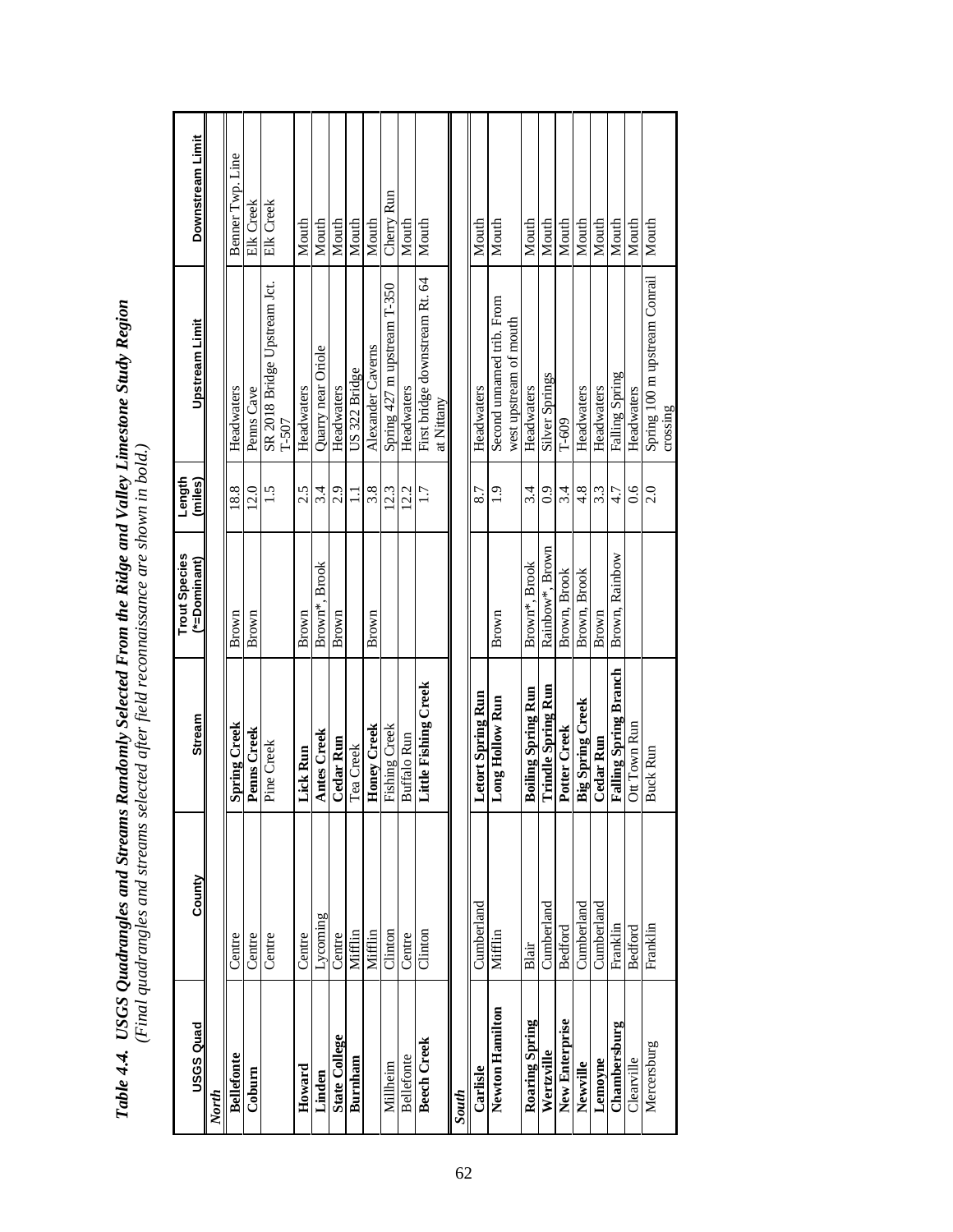***Table 4.4. USGS Quadrangles and Streams Randomly Selected From the Ridge and Valley Limestone Study Region***
*(Final quadrangles and streams selected after field reconnaissance are shown in bold.)*

| USGS Quad | County | Stream | Trout Species (*=Dominant) | Length (miles) | Upstream Limit | Downstream Limit |
|---|---|---|---|---|---|---|
| ***North*** | | | | | | |
| **Bellefonte** | Centre | **Spring Creek** | Brown | 18.8 | Headwaters | Benner Twp. Line |
| **Coburn** | Centre | **Penns Creek** | Brown | 12.0 | Penns Cave | Elk Creek |
| | Centre | Pine Creek | | 1.5 | SR 2018 Bridge Upstream Jct. T-507 | Elk Creek |
| **Howard** | Centre | **Lick Run** | Brown | 2.5 | Headwaters | Mouth |
| **Linden** | Lycoming | **Antes Creek** | Brown*, Brook | 3.4 | Quarry near Oriole | Mouth |
| **State College** | Centre | **Cedar Run** | Brown | 2.9 | Headwaters | Mouth |
| **Burnham** | Mifflin | Tea Creek | | 1.1 | US 322 Bridge | Mouth |
| | Mifflin | **Honey Creek** | Brown | 3.8 | Alexander Caverns | Mouth |
| Millheim | Clinton | Fishing Creek | | 12.3 | Spring 427 m upstream T-350 | Cherry Run |
| Bellefonte | Centre | Buffalo Run | | 12.2 | Headwaters | Mouth |
| **Beech Creek** | Clinton | **Little Fishing Creek** | | 1.7 | First bridge downstream Rt. 64 at Nittany | Mouth |
| ***South*** | | | | | | |
| **Carlisle** | Cumberland | **Letort Spring Run** | | 8.7 | Headwaters | Mouth |
| **Newton Hamilton** | Mifflin | **Long Hollow Run** | Brown | 1.9 | Second unnamed trib. From west upstream of mouth | Mouth |
| **Roaring Spring** | Blair | **Boiling Spring Run** | Brown*, Brook | 3.4 | Headwaters | Mouth |
| **Wertzville** | Cumberland | **Trindle Spring Run** | Rainbow*, Brown | 0.9 | Silver Springs | Mouth |
| **New Enterprise** | Bedford | **Potter Creek** | Brown, Brook | 3.4 | T-609 | Mouth |
| **Newville** | Cumberland | **Big Spring Creek** | Brown, Brook | 4.8 | Headwaters | Mouth |
| **Lemoyne** | Cumberland | **Cedar Run** | Brown | 3.3 | Headwaters | Mouth |
| **Chambersburg** | Franklin | **Falling Spring Branch** | Brown, Rainbow | 4.7 | Falling Spring | Mouth |
| Clearville | Bedford | Ott Town Run | | 0.6 | Headwaters | Mouth |
| Mercersburg | Franklin | Buck Run | | 2.0 | Spring 100 m upstream Conrail crossing | Mouth |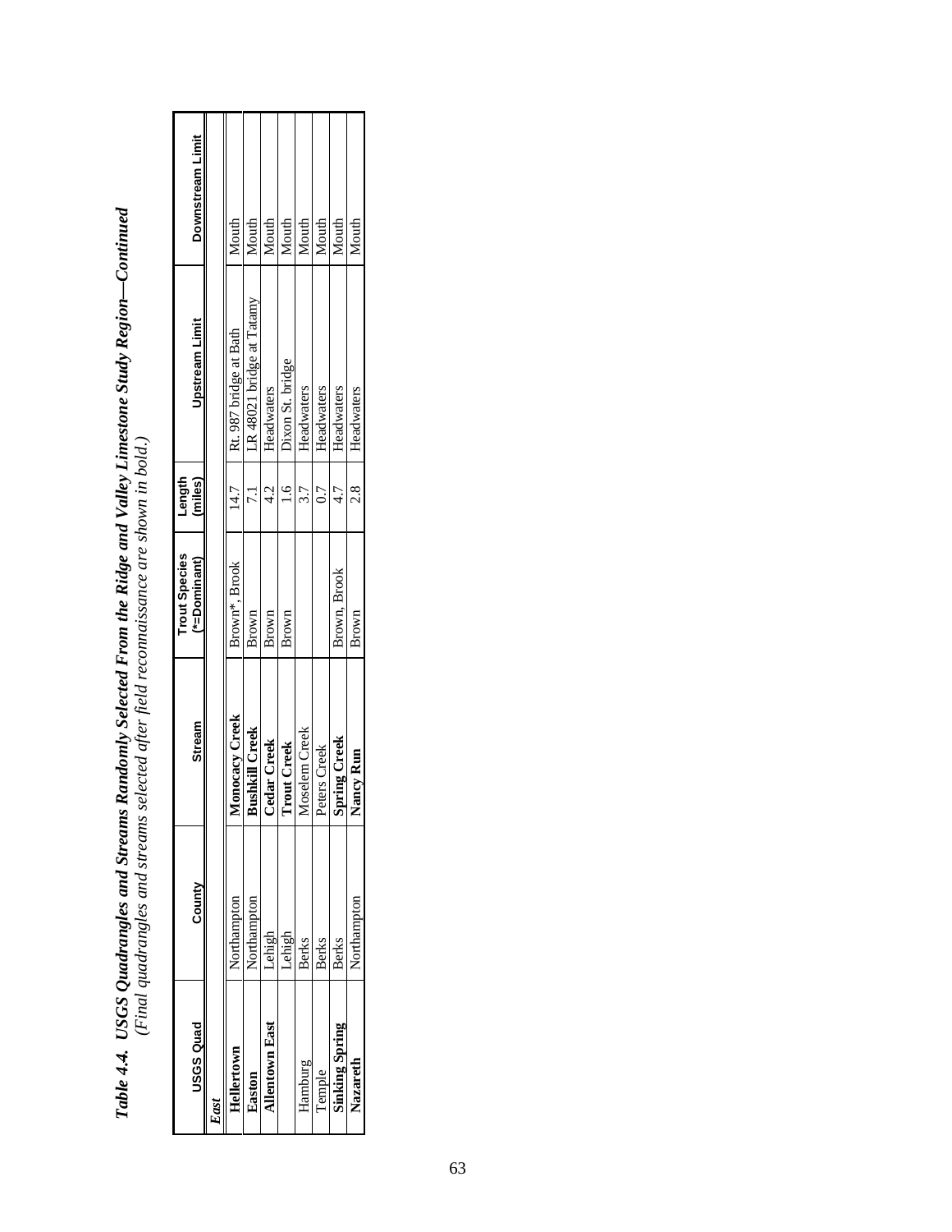***Table 4.4. USGS Quadrangles and Streams Randomly Selected From the Ridge and Valley Limestone Study Region—Continued***

*(Final quadrangles and streams selected after field reconnaissance are shown in bold.)*

| USGS Quad | County | Stream | Trout Species (*=Dominant) | Length (miles) | Upstream Limit | Downstream Limit |
|---|---|---|---|---|---|---|
| *East* | | | | | | |
| **Hellertown** | Northampton | **Monocacy Creek** | Brown*, Brook | 14.7 | Rt. 987 bridge at Bath | Mouth |
| **Easton** | Northampton | **Bushkill Creek** | Brown | 7.1 | LR 48021 bridge at Tatamy | Mouth |
| **Allentown East** | Lehigh | **Cedar Creek** | Brown | 4.2 | Headwaters | Mouth |
| | Lehigh | **Trout Creek** | Brown | 1.6 | Dixon St. bridge | Mouth |
| Hamburg | Berks | Moselem Creek | | 3.7 | Headwaters | Mouth |
| Temple | Berks | Peters Creek | | 0.7 | Headwaters | Mouth |
| **Sinking Spring** | Berks | **Spring Creek** | Brown, Brook | 4.7 | Headwaters | Mouth |
| **Nazareth** | Northampton | **Nancy Run** | Brown | 2.8 | Headwaters | Mouth |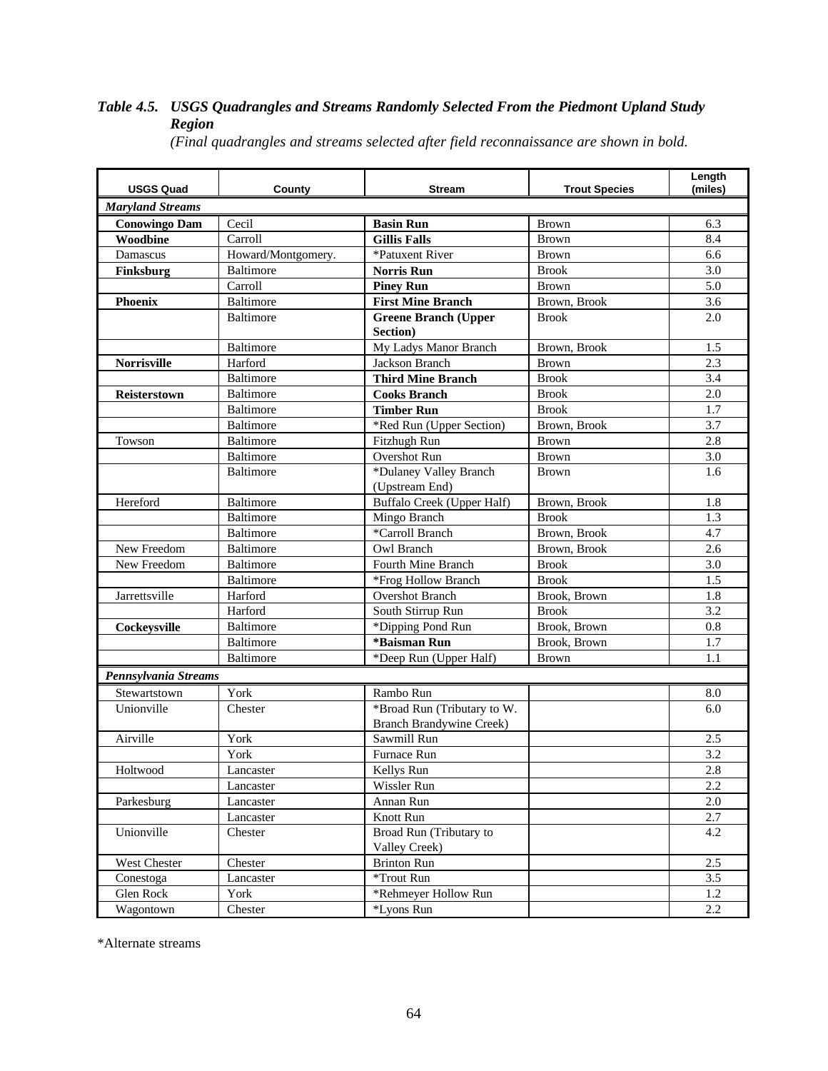***Table 4.5. USGS Quadrangles and Streams Randomly Selected From the Piedmont Upland Study Region***

*(Final quadrangles and streams selected after field reconnaissance are shown in bold.*

| USGS Quad | County | Stream | Trout Species | Length (miles) |
|---|---|---|---|---|
| ***Maryland Streams*** | | | | |
| **Conowingo Dam** | Cecil | **Basin Run** | Brown | 6.3 |
| **Woodbine** | Carroll | **Gillis Falls** | Brown | 8.4 |
| Damascus | Howard/Montgomery. | *Patuxent River | Brown | 6.6 |
| **Finksburg** | Baltimore | **Norris Run** | Brook | 3.0 |
| | Carroll | **Piney Run** | Brown | 5.0 |
| **Phoenix** | Baltimore | **First Mine Branch** | Brown, Brook | 3.6 |
| | Baltimore | **Greene Branch (Upper Section)** | Brook | 2.0 |
| | Baltimore | My Ladys Manor Branch | Brown, Brook | 1.5 |
| **Norrisville** | Harford | Jackson Branch | Brown | 2.3 |
| | Baltimore | **Third Mine Branch** | Brook | 3.4 |
| **Reisterstown** | Baltimore | **Cooks Branch** | Brook | 2.0 |
| | Baltimore | **Timber Run** | Brook | 1.7 |
| | Baltimore | *Red Run (Upper Section) | Brown, Brook | 3.7 |
| Towson | Baltimore | Fitzhugh Run | Brown | 2.8 |
| | Baltimore | Overshot Run | Brown | 3.0 |
| | Baltimore | *Dulaney Valley Branch (Upstream End) | Brown | 1.6 |
| Hereford | Baltimore | Buffalo Creek (Upper Half) | Brown, Brook | 1.8 |
| | Baltimore | Mingo Branch | Brook | 1.3 |
| | Baltimore | *Carroll Branch | Brown, Brook | 4.7 |
| New Freedom | Baltimore | Owl Branch | Brown, Brook | 2.6 |
| New Freedom | Baltimore | Fourth Mine Branch | Brook | 3.0 |
| | Baltimore | *Frog Hollow Branch | Brook | 1.5 |
| Jarrettsville | Harford | Overshot Branch | Brook, Brown | 1.8 |
| | Harford | South Stirrup Run | Brook | 3.2 |
| **Cockeysville** | Baltimore | *Dipping Pond Run | Brook, Brown | 0.8 |
| | Baltimore | ***Baisman Run** | Brook, Brown | 1.7 |
| | Baltimore | *Deep Run (Upper Half) | Brown | 1.1 |
| ***Pennsylvania Streams*** | | | | |
| Stewartstown | York | Rambo Run | | 8.0 |
| Unionville | Chester | *Broad Run (Tributary to W. Branch Brandywine Creek) | | 6.0 |
| Airville | York | Sawmill Run | | 2.5 |
| | York | Furnace Run | | 3.2 |
| Holtwood | Lancaster | Kellys Run | | 2.8 |
| | Lancaster | Wissler Run | | 2.2 |
| Parkesburg | Lancaster | Annan Run | | 2.0 |
| | Lancaster | Knott Run | | 2.7 |
| Unionville | Chester | Broad Run (Tributary to Valley Creek) | | 4.2 |
| West Chester | Chester | Brinton Run | | 2.5 |
| Conestoga | Lancaster | *Trout Run | | 3.5 |
| Glen Rock | York | *Rehmeyer Hollow Run | | 1.2 |
| Wagontown | Chester | *Lyons Run | | 2.2 |

*Alternate streams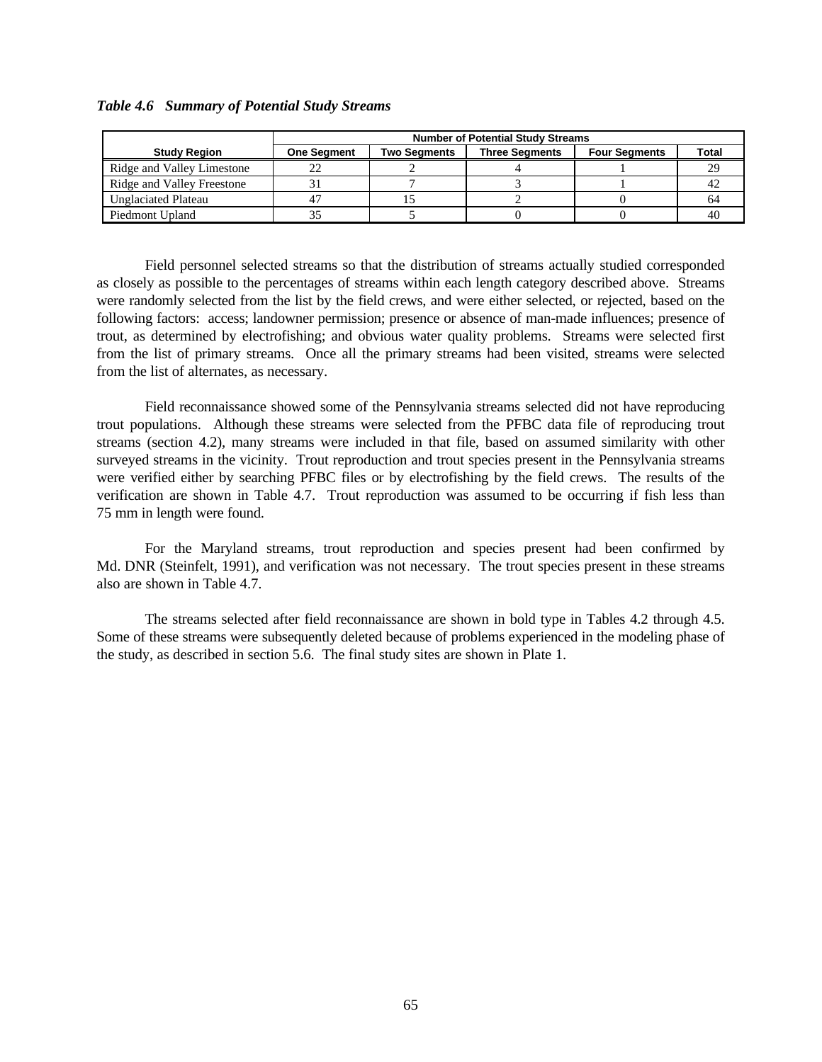*Table 4.6 Summary of Potential Study Streams*

| Study Region | Number of Potential Study Streams | | | | |
|---|---|---|---|---|---|
| | One Segment | Two Segments | Three Segments | Four Segments | Total |
| Ridge and Valley Limestone | 22 | 2 | 4 | 1 | 29 |
| Ridge and Valley Freestone | 31 | 7 | 3 | 1 | 42 |
| Unglaciated Plateau | 47 | 15 | 2 | 0 | 64 |
| Piedmont Upland | 35 | 5 | 0 | 0 | 40 |

Field personnel selected streams so that the distribution of streams actually studied corresponded as closely as possible to the percentages of streams within each length category described above. Streams were randomly selected from the list by the field crews, and were either selected, or rejected, based on the following factors: access; landowner permission; presence or absence of man-made influences; presence of trout, as determined by electrofishing; and obvious water quality problems. Streams were selected first from the list of primary streams. Once all the primary streams had been visited, streams were selected from the list of alternates, as necessary.

Field reconnaissance showed some of the Pennsylvania streams selected did not have reproducing trout populations. Although these streams were selected from the PFBC data file of reproducing trout streams (section 4.2), many streams were included in that file, based on assumed similarity with other surveyed streams in the vicinity. Trout reproduction and trout species present in the Pennsylvania streams were verified either by searching PFBC files or by electrofishing by the field crews. The results of the verification are shown in Table 4.7. Trout reproduction was assumed to be occurring if fish less than 75 mm in length were found.

For the Maryland streams, trout reproduction and species present had been confirmed by Md. DNR (Steinfelt, 1991), and verification was not necessary. The trout species present in these streams also are shown in Table 4.7.

The streams selected after field reconnaissance are shown in bold type in Tables 4.2 through 4.5. Some of these streams were subsequently deleted because of problems experienced in the modeling phase of the study, as described in section 5.6. The final study sites are shown in Plate 1.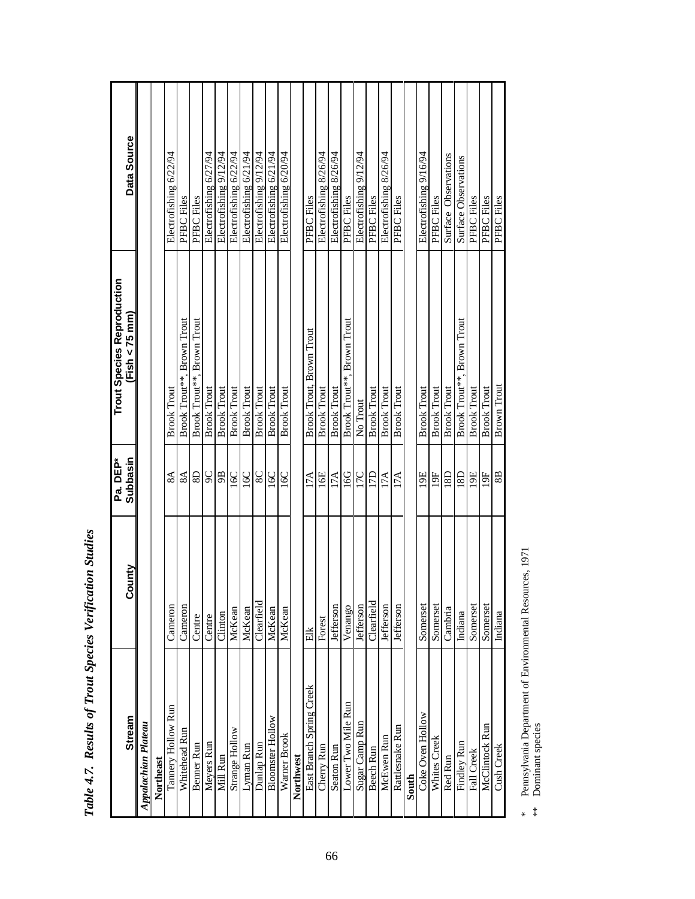***Table 4.7. Results of Trout Species Verification Studies***

| Stream | County | Pa. DEP* Subbasin | Trout Species Reproduction (Fish < 75 mm) | Data Source |
|---|---|---|---|---|
| ***Appalachian Plateau*** | | | | |
| **Northeast** | | | | |
| Tannery Hollow Run | Cameron | 8A | Brook Trout | Electrofishing 6/22/94 |
| Whitehead Run | Cameron | 8A | Brook Trout**, Brown Trout | PFBC Files |
| Benner Run | Centre | 8D | Brook Trout**, Brown Trout | PFBC Files |
| Meyers Run | Centre | 9C | Brook Trout | Electrofishing 6/27/94 |
| Mill Run | Clinton | 9B | Brook Trout | Electrofishing 9/12/94 |
| Strange Hollow | McKean | 16C | Brook Trout | Electrofishing 6/22/94 |
| Lyman Run | McKean | 16C | Brook Trout | Electrofishing 6/21/94 |
| Dunlap Run | Clearfield | 8C | Brook Trout | Electrofishing 9/12/94 |
| Bloomster Hollow | McKean | 16C | Brook Trout | Electrofishing 6/21/94 |
| Warner Brook | McKean | 16C | Brook Trout | Electrofishing 6/20/94 |
| **Northwest** | | | | |
| East Branch Spring Creek | Elk | 17A | Brook Trout, Brown Trout | PFBC Files |
| Cherry Run | Forest | 16E | Brook Trout | Electrofishing 8/26/94 |
| Seaton Run | Jefferson | 17A | Brook Trout | Electrofishing 8/26/94 |
| Lower Two Mile Run | Venango | 16G | Brook Trout**, Brown Trout | PFBC Files |
| Sugar Camp Run | Jefferson | 17C | No Trout | Electrofishing 9/12/94 |
| Beech Run | Clearfield | 17D | Brook Trout | PFBC Files |
| McEwen Run | Jefferson | 17A | Brook Trout | Electrofishing 8/26/94 |
| Rattlesnake Run | Jefferson | 17A | Brook Trout | PFBC Files |
| **South** | | | | |
| Coke Oven Hollow | Somerset | 19E | Brook Trout | Electrofishing 9/16/94 |
| Whites Creek | Somerset | 19F | Brook Trout | PFBC Files |
| Red Run | Cambria | 18D | Brook Trout | Surface Observations |
| Findley Run | Indiana | 18D | Brook Trout**, Brown Trout | Surface Observations |
| Fall Creek | Somerset | 19E | Brook Trout | PFBC Files |
| McClintock Run | Somerset | 19F | Brook Trout | PFBC Files |
| Cush Creek | Indiana | 8B | Brown Trout | PFBC Files |

\* Pennsylvania Department of Environmental Resources, 1971
\*\* Dominant species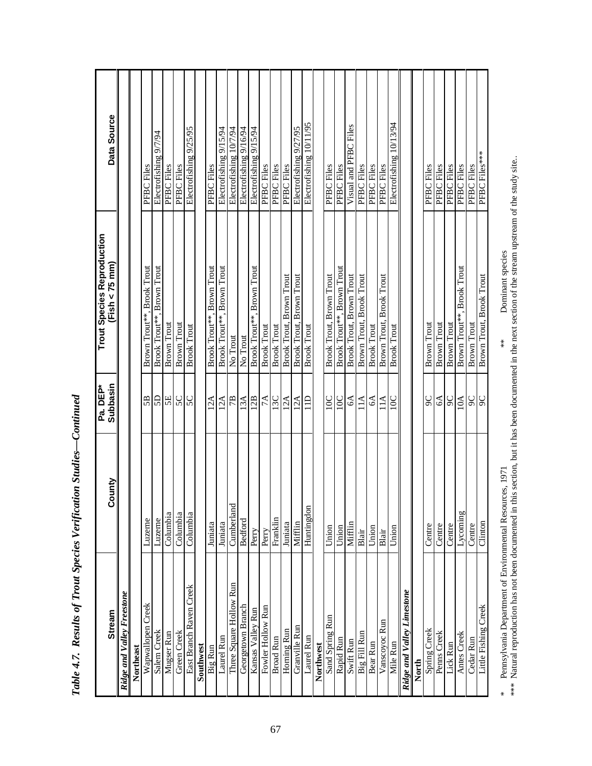*Table 4.7. Results of Trout Species Verification Studies—Continued*

| Stream | County | Pa. DEP* Subbasin | Trout Species Reproduction (Fish < 75 mm) | Data Source |
|---|---|---|---|---|
| ***Ridge and Valley Freestone*** | | | | |
| **Northeast** | | | | |
| Wapwallopen Creek | Luzerne | 5B | Brown Trout**, Brook Trout | PFBC Files |
| Salem Creek | Luzerne | 5D | Brook Trout**, Brown Trout | Electrofishing 9/7/94 |
| Mugser Run | Columbia | 5E | Brown Trout | PFBC Files |
| Green Creek | Columbia | 5C | Brown Trout | PFBC Files |
| East Branch Raven Creek | Columbia | 5C | Brook Trout | Electrofishing 9/25/95 |
| **Southwest** | | | | |
| Big Run | Juniata | 12A | Brook Trout**, Brown Trout | PFBC Files |
| Laurel Run | Juniata | 12A | Brook Trout**, Brown Trout | Electrofishing 9/15/94 |
| Three Square Hollow Run | Cumberland | 7B | No Trout | Electrofishing 10/7/94 |
| Georgetown Branch | Bedford | 13A | No Trout | Electrofishing 9/16/94 |
| Kansas Valley Run | Perry | 12B | Brook Trout**, Brown Trout | Electrofishing 9/15/94 |
| Fowler Hollow Run | Perry | 7A | Brook Trout | PFBC Files |
| Broad Run | Franklin | 13C | Brook Trout | PFBC Files |
| Horning Run | Juniata | 12A | Brook Trout, Brown Trout | PFBC Files |
| Granville Run | Mifflin | 12A | Brook Trout, Brown Trout | Electrofishing 9/27/95 |
| Laurel Run | Huntingdon | 11D | Brook Trout | Electrofishing 10/11/95 |
| **Northwest** | | | | |
| Sand Spring Run | Union | 10C | Brook Trout, Brown Trout | PFBC Files |
| Rapid Run | Union | 10C | Brook Trout**, Brown Trout | PFBC Files |
| Swift Run | Mifflin | 6A | Brook Trout, Brown Trout | Visual and PFBC Files |
| Big Fill Run | Blair | 11A | Brown Trout, Brook Trout | PFBC Files |
| Bear Run | Union | 6A | Brook Trout | PFBC Files |
| Vanscoyoc Run | Blair | 11A | Brown Trout, Brook Trout | PFBC Files |
| Mile Run | Union | 10C | Brook Trout | Electrofishing 10/13/94 |
| ***Ridge and Valley Limestone*** | | | | |
| **North** | | | | |
| Spring Creek | Centre | 9C | Brown Trout | PFBC Files |
| Penns Creek | Centre | 6A | Brown Trout | PFBC Files |
| Lick Run | Centre | 9C | Brown Trout | PFBC Files |
| Antes Creek | Lycoming | 10A | Brown Trout**, Brook Trout | PFBC Files |
| Cedar Run | Centre | 9C | Brown Trout | PFBC Files |
| Little Fishing Creek | Clinton | 9C | Brown Trout, Brook Trout | PFBC Files*** |

\* Pennsylvania Department of Environmental Resources, 1971    ** Dominant species

\*** Natural reproduction has not been documented in this section, but it has been documented in the next section of the stream upstream of the study site..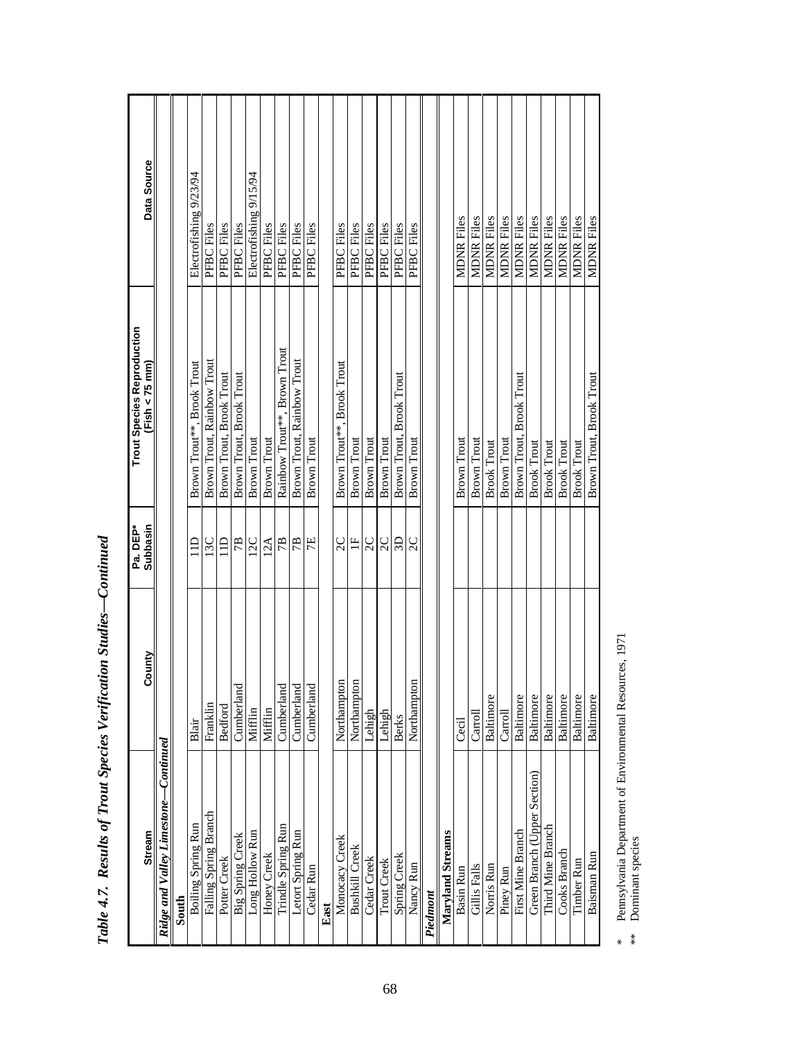*Table 4.7. Results of Trout Species Verification Studies—Continued*

| Stream | County | Pa. DEP* Subbasin | Trout Species Reproduction (Fish < 75 mm) | Data Source |
|---|---|---|---|---|
| *Ridge and Valley Limestone—Continued* | | | | |
| **South** | | | | |
| Boiling Spring Run | Blair | 11D | Brown Trout**, Brook Trout | Electrofishing 9/23/94 |
| Falling Spring Branch | Franklin | 13C | Brown Trout, Rainbow Trout | PFBC Files |
| Potter Creek | Bedford | 11D | Brown Trout, Brook Trout | PFBC Files |
| Big Spring Creek | Cumberland | 7B | Brown Trout, Brook Trout | PFBC Files |
| Long Hollow Run | Mifflin | 12C | Brown Trout | Electrofishing 9/15/94 |
| Honey Creek | Mifflin | 12A | Brown Trout | PFBC Files |
| Trindle Spring Run | Cumberland | 7B | Rainbow Trout**, Brown Trout | PFBC Files |
| Letort Spring Run | Cumberland | 7B | Brown Trout, Rainbow Trout | PFBC Files |
| Cedar Run | Cumberland | 7E | Brown Trout | PFBC Files |
| **East** | | | | |
| Monocacy Creek | Northampton | 2C | Brown Trout**, Brook Trout | PFBC Files |
| Bushkill Creek | Northampton | 1F | Brown Trout | PFBC Files |
| Cedar Creek | Lehigh | 2C | Brown Trout | PFBC Files |
| Trout Creek | Lehigh | 2C | Brown Trout | PFBC Files |
| Spring Creek | Berks | 3D | Brown Trout, Brook Trout | PFBC Files |
| Nancy Run | Northampton | 2C | Brown Trout | PFBC Files |
| *Piedmont* | | | | |
| **Maryland Streams** | | | | |
| Basin Run | Cecil | | Brown Trout | MDNR Files |
| Gillis Falls | Carroll | | Brown Trout | MDNR Files |
| Norris Run | Baltimore | | Brook Trout | MDNR Files |
| Piney Run | Carroll | | Brown Trout | MDNR Files |
| First Mine Branch | Baltimore | | Brown Trout, Brook Trout | MDNR Files |
| Green Branch (Upper Section) | Baltimore | | Brook Trout | MDNR Files |
| Third Mine Branch | Baltimore | | Brook Trout | MDNR Files |
| Cooks Branch | Baltimore | | Brook Trout | MDNR Files |
| Timber Run | Baltimore | | Brook Trout | MDNR Files |
| Baisman Run | Baltimore | | Brown Trout, Brook Trout | MDNR Files |

\* Pennsylvania Department of Environmental Resources, 1971
\*\* Dominant species